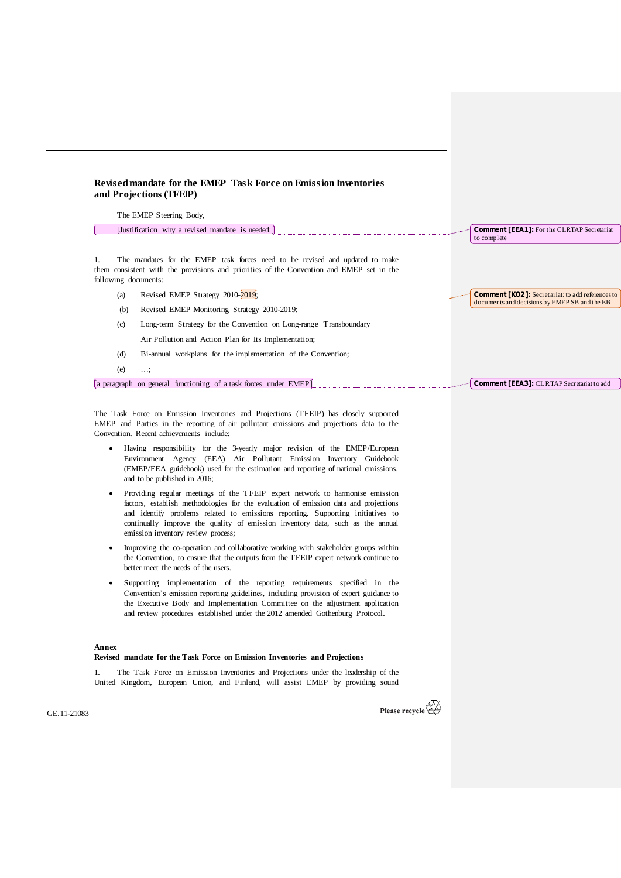## Revised mandate for the EMEP Task Force on Emission Inventories and Projections (TFEIP)

The EMEP Steering Body,

[Justification why a revised mandate is needed:]

Comment [EEA1]: For the CLRTAP Secretariat to complete

1. The mandates for the EMEP task forces need to be revised and updated to make them consistent with the provisions and priorities of the Convention and EMEP set in the following documents:

(a) Revised EMEP Strategy 2010-2019;

Comment [KO2]: Secretariat: to add references to documents and decisions by EMEP SB and the EB

(b) Revised EMEP Monitoring Strategy 2010-2019;

(c) Long-term Strategy for the Convention on Long-range Transboundary Air Pollution and Action Plan for Its Implementation;

(d) Bi-annual workplans for the implementation of the Convention;

(e) …;

[a paragraph on general functioning of a task forces under EMEP]

Comment [EEA3]: CLRTAP Secretariat to add

The Task Force on Emission Inventories and Projections (TFEIP) has closely supported EMEP and Parties in the reporting of air pollutant emissions and projections data to the Convention. Recent achievements include:

- Having responsibility for the 3-yearly major revision of the EMEP/European Environment Agency (EEA) Air Pollutant Emission Inventory Guidebook (EMEP/EEA guidebook) used for the estimation and reporting of national emissions, and to be published in 2016;
- Providing regular meetings of the TFEIP expert network to harmonise emission factors, establish methodologies for the evaluation of emission data and projections and identify problems related to emissions reporting. Supporting initiatives to continually improve the quality of emission inventory data, such as the annual emission inventory review process;
- Improving the co-operation and collaborative working with stakeholder groups within the Convention, to ensure that the outputs from the TFEIP expert network continue to better meet the needs of the users.
- Supporting implementation of the reporting requirements specified in the Convention's emission reporting guidelines, including provision of expert guidance to the Executive Body and Implementation Committee on the adjustment application and review procedures established under the 2012 amended Gothenburg Protocol.

### Annex

### Revised mandate for the Task Force on Emission Inventories and Projections

1. The Task Force on Emission Inventories and Projections under the leadership of the United Kingdom, European Union, and Finland, will assist EMEP by providing sound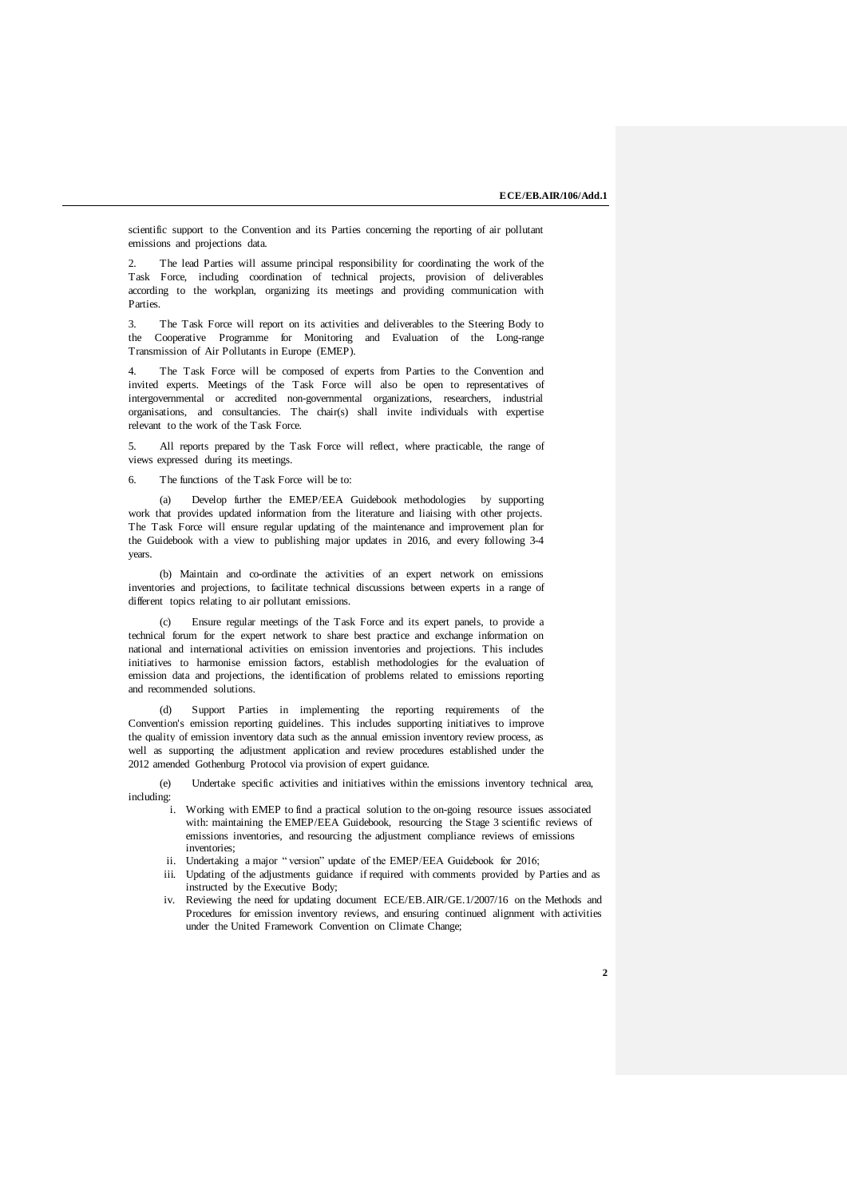scientific support to the Convention and its Parties concerning the reporting of air pollutant emissions and projections data.

2. The lead Parties will assume principal responsibility for coordinating the work of the Task Force, including coordination of technical projects, provision of deliverables according to the workplan, organizing its meetings and providing communication with Parties.

3. The Task Force will report on its activities and deliverables to the Steering Body to the Cooperative Programme for Monitoring and Evaluation of the Long-range Transmission of Air Pollutants in Europe (EMEP).

4. The Task Force will be composed of experts from Parties to the Convention and invited experts. Meetings of the Task Force will also be open to representatives of intergovernmental or accredited non-governmental organizations, researchers, industrial organisations, and consultancies. The chair(s) shall invite individuals with expertise relevant to the work of the Task Force.

5. All reports prepared by the Task Force will reflect, where practicable, the range of views expressed during its meetings.

6. The functions of the Task Force will be to:

(a) Develop further the EMEP/EEA Guidebook methodologies by supporting work that provides updated information from the literature and liaising with other projects. The Task Force will ensure regular updating of the maintenance and improvement plan for the Guidebook with a view to publishing major updates in 2016, and every following 3-4 years.

(b) Maintain and co-ordinate the activities of an expert network on emissions inventories and projections, to facilitate technical discussions between experts in a range of different topics relating to air pollutant emissions.

(c) Ensure regular meetings of the Task Force and its expert panels, to provide a technical forum for the expert network to share best practice and exchange information on national and international activities on emission inventories and projections. This includes initiatives to harmonise emission factors, establish methodologies for the evaluation of emission data and projections, the identification of problems related to emissions reporting and recommended solutions.

(d) Support Parties in implementing the reporting requirements of the Convention's emission reporting guidelines. This includes supporting initiatives to improve the quality of emission inventory data such as the annual emission inventory review process, as well as supporting the adjustment application and review procedures established under the 2012 amended Gothenburg Protocol via provision of expert guidance.

(e) Undertake specific activities and initiatives within the emissions inventory technical area, including:

i. Working with EMEP to find a practical solution to the on-going resource issues associated with: maintaining the EMEP/EEA Guidebook, resourcing the Stage 3 scientific reviews of emissions inventories, and resourcing the adjustment compliance reviews of emissions inventories;
ii. Undertaking a major "version" update of the EMEP/EEA Guidebook for 2016;
iii. Updating of the adjustments guidance if required with comments provided by Parties and as instructed by the Executive Body;
iv. Reviewing the need for updating document ECE/EB.AIR/GE.1/2007/16 on the Methods and Procedures for emission inventory reviews, and ensuring continued alignment with activities under the United Framework Convention on Climate Change;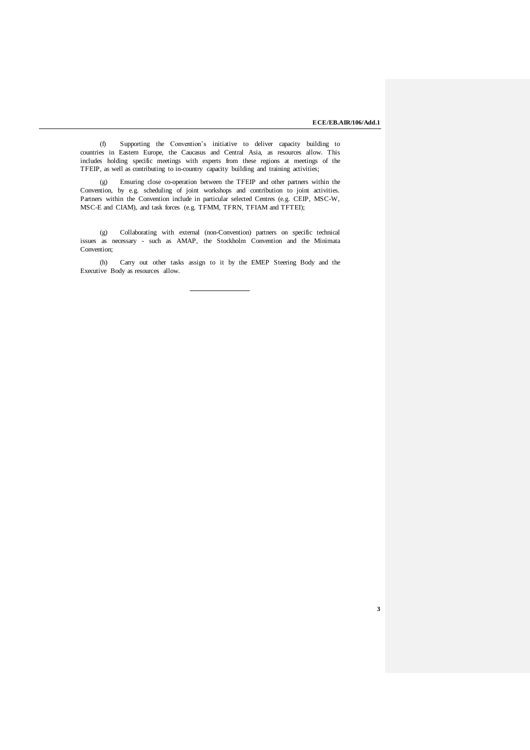(f) Supporting the Convention's initiative to deliver capacity building to countries in Eastern Europe, the Caucasus and Central Asia, as resources allow. This includes holding specific meetings with experts from these regions at meetings of the TFEIP, as well as contributing to in-country capacity building and training activities;

(g) Ensuring close co-operation between the TFEIP and other partners within the Convention, by e.g. scheduling of joint workshops and contribution to joint activities. Partners within the Convention include in particular selected Centres (e.g. CEIP, MSC-W, MSC-E and CIAM), and task forces (e.g. TFMM, TFRN, TFIAM and TFTEI);

(g) Collaborating with external (non-Convention) partners on specific technical issues as necessary - such as AMAP, the Stockholm Convention and the Minimata Convention;

(h) Carry out other tasks assign to it by the EMEP Steering Body and the Executive Body as resources allow.